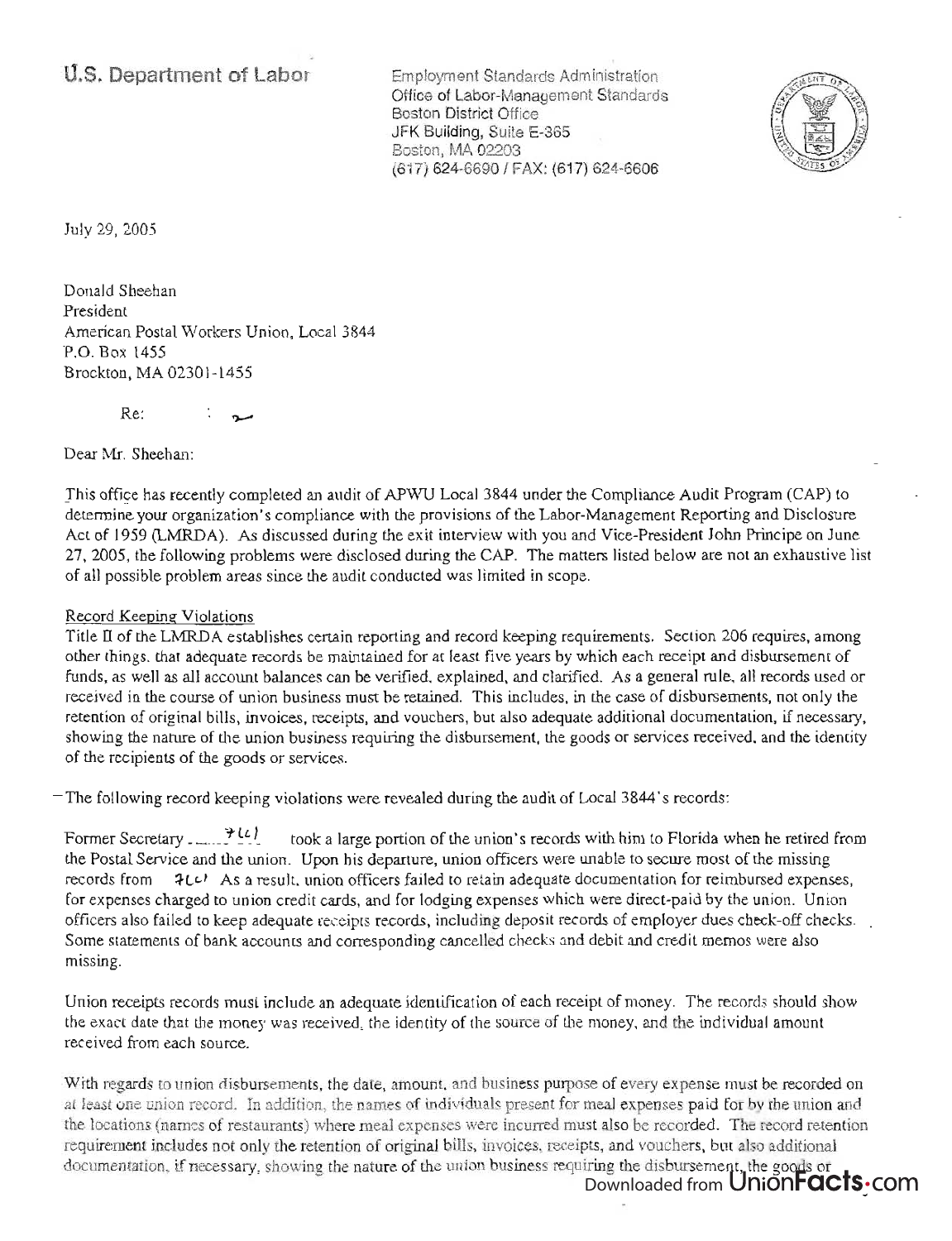**U.S. Department of Labor**

Employment Standards Administration
Office of Labor-Management Standards
Boston District Office
JFK Building, Suite E-365
Boston, MA 02203
(617) 624-6690 / FAX: (617) 624-6606

July 29, 2005

Donald Sheehan
President
American Postal Workers Union, Local 3844
P.O. Box 1455
Brockton, MA 02301-1455

Re:

Dear Mr. Sheehan:

This office has recently completed an audit of APWU Local 3844 under the Compliance Audit Program (CAP) to determine your organization's compliance with the provisions of the Labor-Management Reporting and Disclosure Act of 1959 (LMRDA). As discussed during the exit interview with you and Vice-President John Principe on June 27, 2005, the following problems were disclosed during the CAP. The matters listed below are not an exhaustive list of all possible problem areas since the audit conducted was limited in scope.

## Record Keeping Violations

Title II of the LMRDA establishes certain reporting and record keeping requirements. Section 206 requires, among other things, that adequate records be maintained for at least five years by which each receipt and disbursement of funds, as well as all account balances can be verified, explained, and clarified. As a general rule, all records used or received in the course of union business must be retained. This includes, in the case of disbursements, not only the retention of original bills, invoices, receipts, and vouchers, but also adequate additional documentation, if necessary, showing the nature of the union business requiring the disbursement, the goods or services received, and the identity of the recipients of the goods or services.

The following record keeping violations were revealed during the audit of Local 3844's records:

Former Secretary 7(c) took a large portion of the union's records with him to Florida when he retired from the Postal Service and the union. Upon his departure, union officers were unable to secure most of the missing records from 7(c) As a result, union officers failed to retain adequate documentation for reimbursed expenses, for expenses charged to union credit cards, and for lodging expenses which were direct-paid by the union. Union officers also failed to keep adequate receipts records, including deposit records of employer dues check-off checks. Some statements of bank accounts and corresponding cancelled checks and debit and credit memos were also missing.

Union receipts records must include an adequate identification of each receipt of money. The records should show the exact date that the money was received, the identity of the source of the money, and the individual amount received from each source.

With regards to union disbursements, the date, amount, and business purpose of every expense must be recorded on at least one union record. In addition, the names of individuals present for meal expenses paid for by the union and the locations (names of restaurants) where meal expenses were incurred must also be recorded. The record retention requirement includes not only the retention of original bills, invoices, receipts, and vouchers, but also additional documentation, if necessary, showing the nature of the union business requiring the disbursement, the goods or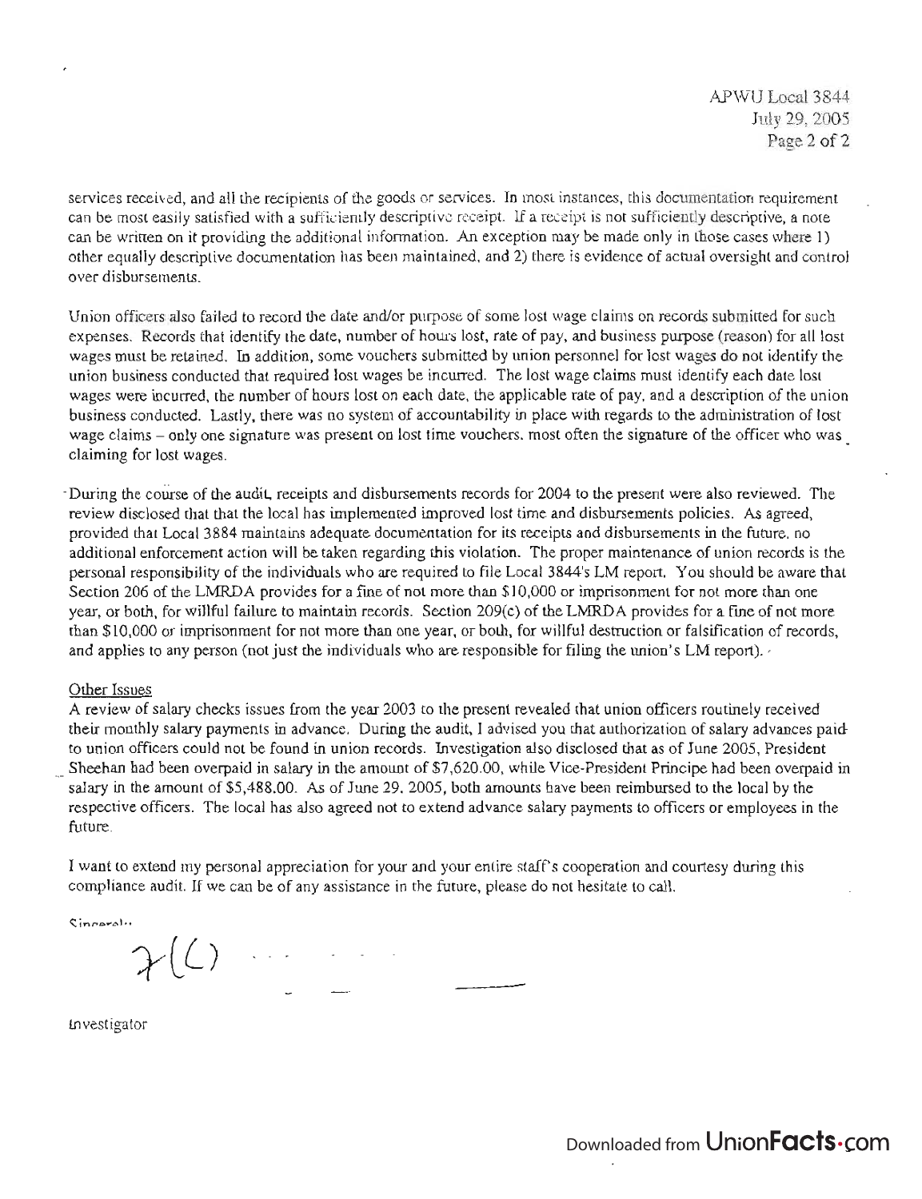services received, and all the recipients of the goods or services. In most instances, this documentation requirement can be most easily satisfied with a sufficiently descriptive receipt. If a receipt is not sufficiently descriptive, a note can be written on it providing the additional information. An exception may be made only in those cases where 1) other equally descriptive documentation has been maintained, and 2) there is evidence of actual oversight and control over disbursements.

Union officers also failed to record the date and/or purpose of some lost wage claims on records submitted for such expenses. Records that identify the date, number of hours lost, rate of pay, and business purpose (reason) for all lost wages must be retained. In addition, some vouchers submitted by union personnel for lost wages do not identify the union business conducted that required lost wages be incurred. The lost wage claims must identify each date lost wages were incurred, the number of hours lost on each date, the applicable rate of pay, and a description of the union business conducted. Lastly, there was no system of accountability in place with regards to the administration of lost wage claims – only one signature was present on lost time vouchers, most often the signature of the officer who was claiming for lost wages.

During the course of the audit, receipts and disbursements records for 2004 to the present were also reviewed. The review disclosed that that the local has implemented improved lost time and disbursements policies. As agreed, provided that Local 3884 maintains adequate documentation for its receipts and disbursements in the future, no additional enforcement action will be taken regarding this violation. The proper maintenance of union records is the personal responsibility of the individuals who are required to file Local 3844's LM report. You should be aware that Section 206 of the LMRDA provides for a fine of not more than $10,000 or imprisonment for not more than one year, or both, for willful failure to maintain records. Section 209(c) of the LMRDA provides for a fine of not more than $10,000 or imprisonment for not more than one year, or both, for willful destruction or falsification of records, and applies to any person (not just the individuals who are responsible for filing the union's LM report).

Other Issues

A review of salary checks issues from the year 2003 to the present revealed that union officers routinely received their monthly salary payments in advance. During the audit, I advised you that authorization of salary advances paid to union officers could not be found in union records. Investigation also disclosed that as of June 2005, President Sheehan had been overpaid in salary in the amount of $7,620.00, while Vice-President Principe had been overpaid in salary in the amount of $5,488.00. As of June 29, 2005, both amounts have been reimbursed to the local by the respective officers. The local has also agreed not to extend advance salary payments to officers or employees in the future.

I want to extend my personal appreciation for your and your entire staff's cooperation and courtesy during this compliance audit. If we can be of any assistance in the future, please do not hesitate to call.

Sincerely,

7(C)

Investigator